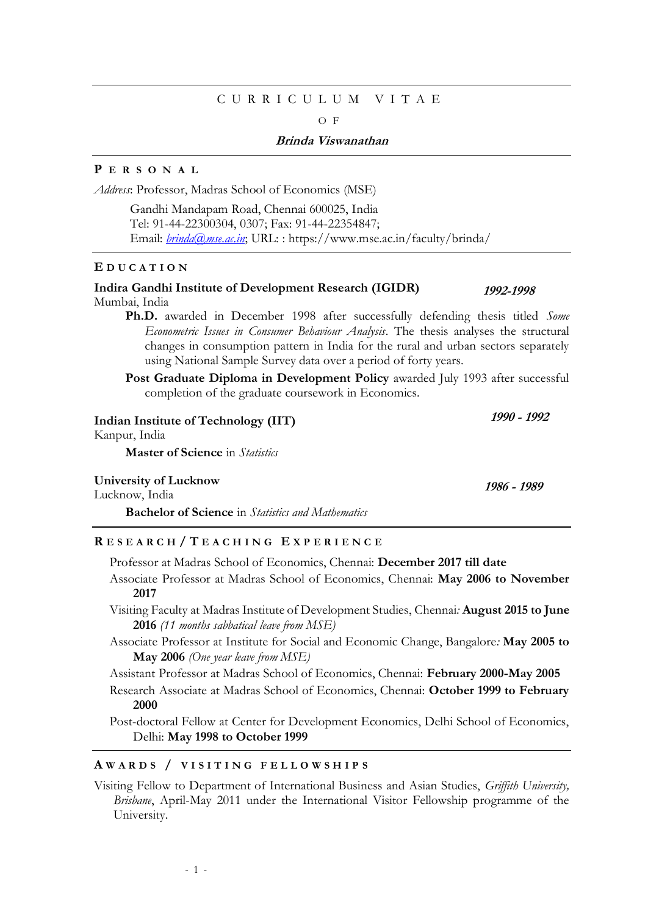# CURRICULUM VITAE

OF

**Brinda Viswanathan**

## PERSONAL

*Address*: Professor, Madras School of Economics (MSE)

Gandhi Mandapam Road, Chennai 600025, India
Tel: 91-44-22300304, 0307; Fax: 91-44-22354847;
Email: *brinda@mse.ac.in*; URL: : https://www.mse.ac.in/faculty/brinda/

## EDUCATION

**Indira Gandhi Institute of Development Research (IGIDR)** — ***1992-1998***
Mumbai, India

- **Ph.D.** awarded in December 1998 after successfully defending thesis titled *Some Econometric Issues in Consumer Behaviour Analysis*. The thesis analyses the structural changes in consumption pattern in India for the rural and urban sectors separately using National Sample Survey data over a period of forty years.
- **Post Graduate Diploma in Development Policy** awarded July 1993 after successful completion of the graduate coursework in Economics.

**Indian Institute of Technology (IIT)** — ***1990 - 1992***
Kanpur, India

- **Master of Science** in *Statistics*

**University of Lucknow** — ***1986 - 1989***
Lucknow, India

- **Bachelor of Science** in *Statistics and Mathematics*

## RESEARCH / TEACHING EXPERIENCE

- Professor at Madras School of Economics, Chennai: **December 2017 till date**
- Associate Professor at Madras School of Economics, Chennai: **May 2006 to November 2017**
- Visiting Faculty at Madras Institute of Development Studies, Chennai*:* **August 2015 to June 2016** *(11 months sabbatical leave from MSE)*
- Associate Professor at Institute for Social and Economic Change, Bangalore*:* **May 2005 to May 2006** *(One year leave from MSE)*
- Assistant Professor at Madras School of Economics, Chennai: **February 2000-May 2005**
- Research Associate at Madras School of Economics, Chennai: **October 1999 to February 2000**
- Post-doctoral Fellow at Center for Development Economics, Delhi School of Economics, Delhi: **May 1998 to October 1999**

## AWARDS / VISITING FELLOWSHIPS

Visiting Fellow to Department of International Business and Asian Studies, *Griffith University, Brisbane*, April-May 2011 under the International Visitor Fellowship programme of the University.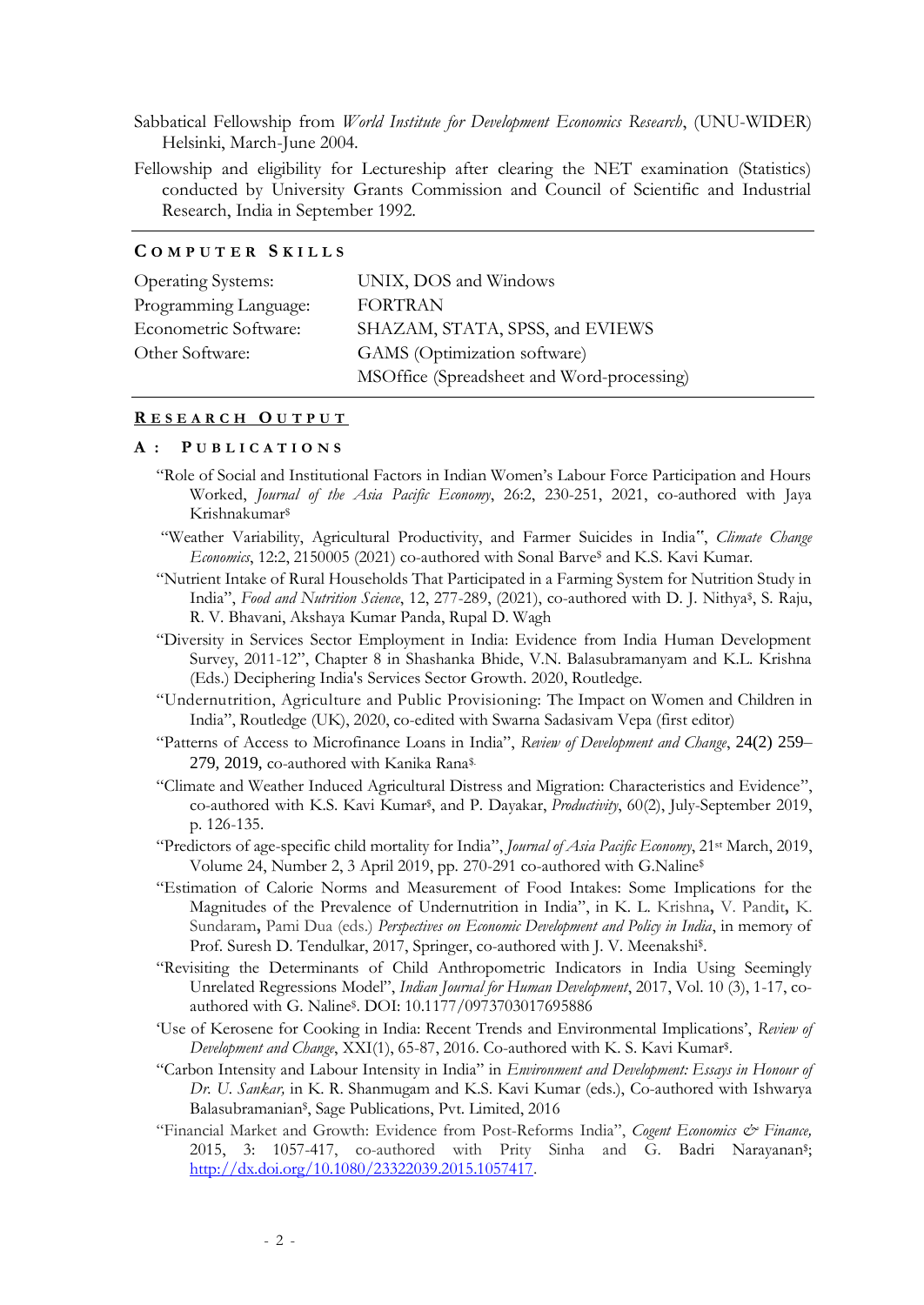Sabbatical Fellowship from *World Institute for Development Economics Research*, (UNU-WIDER) Helsinki, March-June 2004.

Fellowship and eligibility for Lectureship after clearing the NET examination (Statistics) conducted by University Grants Commission and Council of Scientific and Industrial Research, India in September 1992.

## COMPUTER SKILLS

| | |
|---|---|
| Operating Systems: | UNIX, DOS and Windows |
| Programming Language: | FORTRAN |
| Econometric Software: | SHAZAM, STATA, SPSS, and EVIEWS |
| Other Software: | GAMS (Optimization software) |
| | MSOffice (Spreadsheet and Word-processing) |

## RESEARCH OUTPUT

### A: PUBLICATIONS

"Role of Social and Institutional Factors in Indian Women's Labour Force Participation and Hours Worked, *Journal of the Asia Pacific Economy*, 26:2, 230-251, 2021, co-authored with Jaya Krishnakumar$

"Weather Variability, Agricultural Productivity, and Farmer Suicides in India", *Climate Change Economics*, 12:2, 2150005 (2021) co-authored with Sonal Barve$ and K.S. Kavi Kumar.

"Nutrient Intake of Rural Households That Participated in a Farming System for Nutrition Study in India", *Food and Nutrition Science*, 12, 277-289, (2021), co-authored with D. J. Nithya$, S. Raju, R. V. Bhavani, Akshaya Kumar Panda, Rupal D. Wagh

"Diversity in Services Sector Employment in India: Evidence from India Human Development Survey, 2011-12", Chapter 8 in Shashanka Bhide, V.N. Balasubramanyam and K.L. Krishna (Eds.) Deciphering India's Services Sector Growth. 2020, Routledge.

"Undernutrition, Agriculture and Public Provisioning: The Impact on Women and Children in India", Routledge (UK), 2020, co-edited with Swarna Sadasivam Vepa (first editor)

"Patterns of Access to Microfinance Loans in India", *Review of Development and Change*, 24(2) 259–279, 2019, co-authored with Kanika Rana$.

"Climate and Weather Induced Agricultural Distress and Migration: Characteristics and Evidence", co-authored with K.S. Kavi Kumar$, and P. Dayakar, *Productivity*, 60(2), July-September 2019, p. 126-135.

"Predictors of age-specific child mortality for India", *Journal of Asia Pacific Economy*, 21st March, 2019, Volume 24, Number 2, 3 April 2019, pp. 270-291 co-authored with G.Naline$

"Estimation of Calorie Norms and Measurement of Food Intakes: Some Implications for the Magnitudes of the Prevalence of Undernutrition in India", in K. L. Krishna, V. Pandit, K. Sundaram, Pami Dua (eds.) *Perspectives on Economic Development and Policy in India*, in memory of Prof. Suresh D. Tendulkar, 2017, Springer, co-authored with J. V. Meenakshi$.

"Revisiting the Determinants of Child Anthropometric Indicators in India Using Seemingly Unrelated Regressions Model", *Indian Journal for Human Development*, 2017, Vol. 10 (3), 1-17, co-authored with G. Naline$. DOI: 10.1177/0973703017695886

'Use of Kerosene for Cooking in India: Recent Trends and Environmental Implications', *Review of Development and Change*, XXI(1), 65-87, 2016. Co-authored with K. S. Kavi Kumar$.

"Carbon Intensity and Labour Intensity in India" in *Environment and Development: Essays in Honour of Dr. U. Sankar,* in K. R. Shanmugam and K.S. Kavi Kumar (eds.), Co-authored with Ishwarya Balasubramanian$, Sage Publications, Pvt. Limited, 2016

"Financial Market and Growth: Evidence from Post-Reforms India", *Cogent Economics & Finance,* 2015, 3: 1057-417, co-authored with Prity Sinha and G. Badri Narayanan$; [http://dx.doi.org/10.1080/23322039.2015.1057417](http://dx.doi.org/10.1080/23322039.2015.1057417).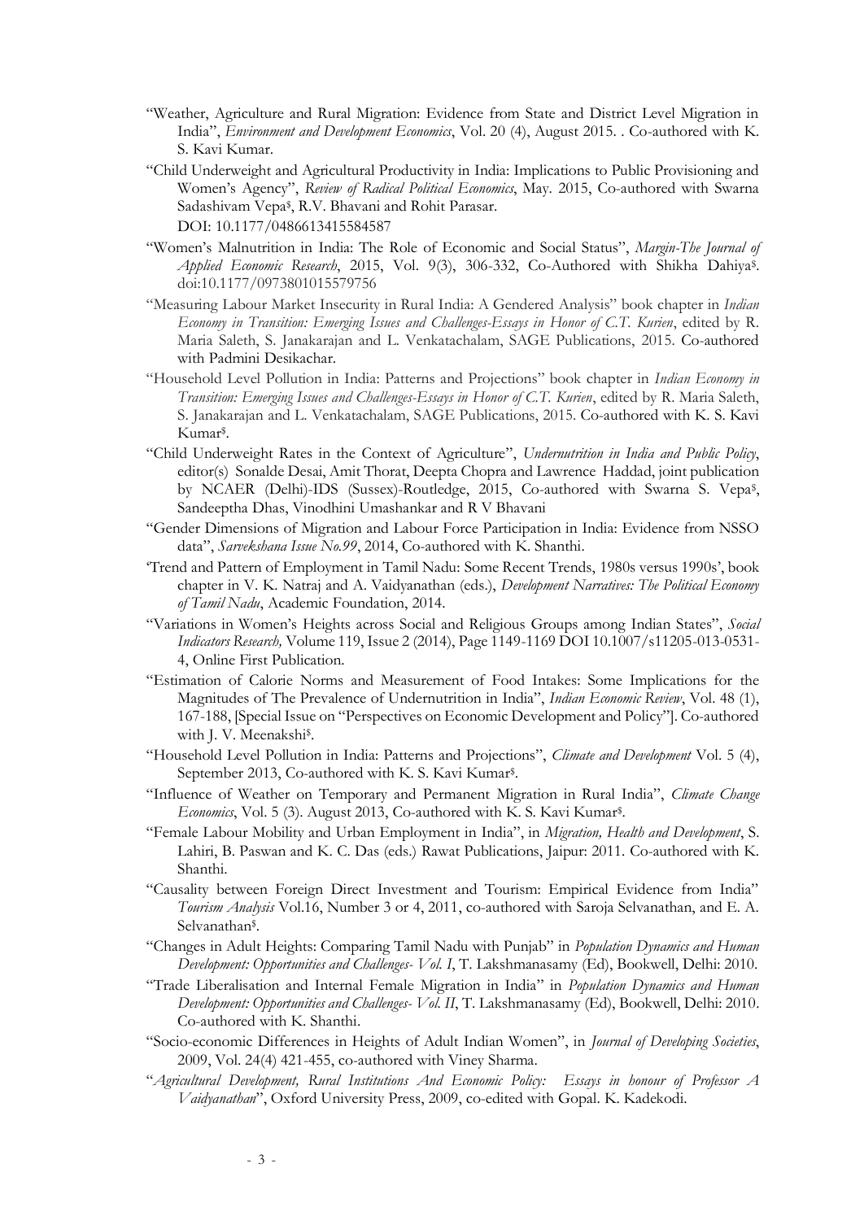- "Weather, Agriculture and Rural Migration: Evidence from State and District Level Migration in India", *Environment and Development Economics*, Vol. 20 (4), August 2015. . Co-authored with K. S. Kavi Kumar.
- "Child Underweight and Agricultural Productivity in India: Implications to Public Provisioning and Women's Agency", *Review of Radical Political Economics*, May. 2015, Co-authored with Swarna Sadashivam Vepa$, R.V. Bhavani and Rohit Parasar. DOI: 10.1177/0486613415584587
- "Women's Malnutrition in India: The Role of Economic and Social Status", *Margin-The Journal of Applied Economic Research*, 2015, Vol. 9(3), 306-332, Co-Authored with Shikha Dahiya$. doi:10.1177/0973801015579756
- "Measuring Labour Market Insecurity in Rural India: A Gendered Analysis" book chapter in *Indian Economy in Transition: Emerging Issues and Challenges-Essays in Honor of C.T. Kurien*, edited by R. Maria Saleth, S. Janakarajan and L. Venkatachalam, SAGE Publications, 2015. Co-authored with Padmini Desikachar.
- "Household Level Pollution in India: Patterns and Projections" book chapter in *Indian Economy in Transition: Emerging Issues and Challenges-Essays in Honor of C.T. Kurien*, edited by R. Maria Saleth, S. Janakarajan and L. Venkatachalam, SAGE Publications, 2015. Co-authored with K. S. Kavi Kumar$.
- "Child Underweight Rates in the Context of Agriculture", *Undernutrition in India and Public Policy*, editor(s) Sonalde Desai, Amit Thorat, Deepta Chopra and Lawrence Haddad, joint publication by NCAER (Delhi)-IDS (Sussex)-Routledge, 2015, Co-authored with Swarna S. Vepa$, Sandeeptha Dhas, Vinodhini Umashankar and R V Bhavani
- "Gender Dimensions of Migration and Labour Force Participation in India: Evidence from NSSO data", *Sarvekshana Issue No.99*, 2014, Co-authored with K. Shanthi.
- 'Trend and Pattern of Employment in Tamil Nadu: Some Recent Trends, 1980s versus 1990s', book chapter in V. K. Natraj and A. Vaidyanathan (eds.), *Development Narratives: The Political Economy of Tamil Nadu*, Academic Foundation, 2014.
- "Variations in Women's Heights across Social and Religious Groups among Indian States", *Social Indicators Research,* Volume 119, Issue 2 (2014), Page 1149-1169 DOI 10.1007/s11205-013-0531-4, Online First Publication.
- "Estimation of Calorie Norms and Measurement of Food Intakes: Some Implications for the Magnitudes of The Prevalence of Undernutrition in India", *Indian Economic Review*, Vol. 48 (1), 167-188, [Special Issue on "Perspectives on Economic Development and Policy"]. Co-authored with J. V. Meenakshi$.
- "Household Level Pollution in India: Patterns and Projections", *Climate and Development* Vol. 5 (4), September 2013, Co-authored with K. S. Kavi Kumar$.
- "Influence of Weather on Temporary and Permanent Migration in Rural India", *Climate Change Economics*, Vol. 5 (3). August 2013, Co-authored with K. S. Kavi Kumar$.
- "Female Labour Mobility and Urban Employment in India", in *Migration, Health and Development*, S. Lahiri, B. Paswan and K. C. Das (eds.) Rawat Publications, Jaipur: 2011. Co-authored with K. Shanthi.
- "Causality between Foreign Direct Investment and Tourism: Empirical Evidence from India" *Tourism Analysis* Vol.16, Number 3 or 4, 2011, co-authored with Saroja Selvanathan, and E. A. Selvanathan$.
- "Changes in Adult Heights: Comparing Tamil Nadu with Punjab" in *Population Dynamics and Human Development: Opportunities and Challenges- Vol. I*, T. Lakshmanasamy (Ed), Bookwell, Delhi: 2010.
- "Trade Liberalisation and Internal Female Migration in India" in *Population Dynamics and Human Development: Opportunities and Challenges- Vol. II*, T. Lakshmanasamy (Ed), Bookwell, Delhi: 2010. Co-authored with K. Shanthi.
- "Socio-economic Differences in Heights of Adult Indian Women", in *Journal of Developing Societies*, 2009, Vol. 24(4) 421-455, co-authored with Viney Sharma.
- "*Agricultural Development, Rural Institutions And Economic Policy: Essays in honour of Professor A Vaidyanathan*", Oxford University Press, 2009, co-edited with Gopal. K. Kadekodi.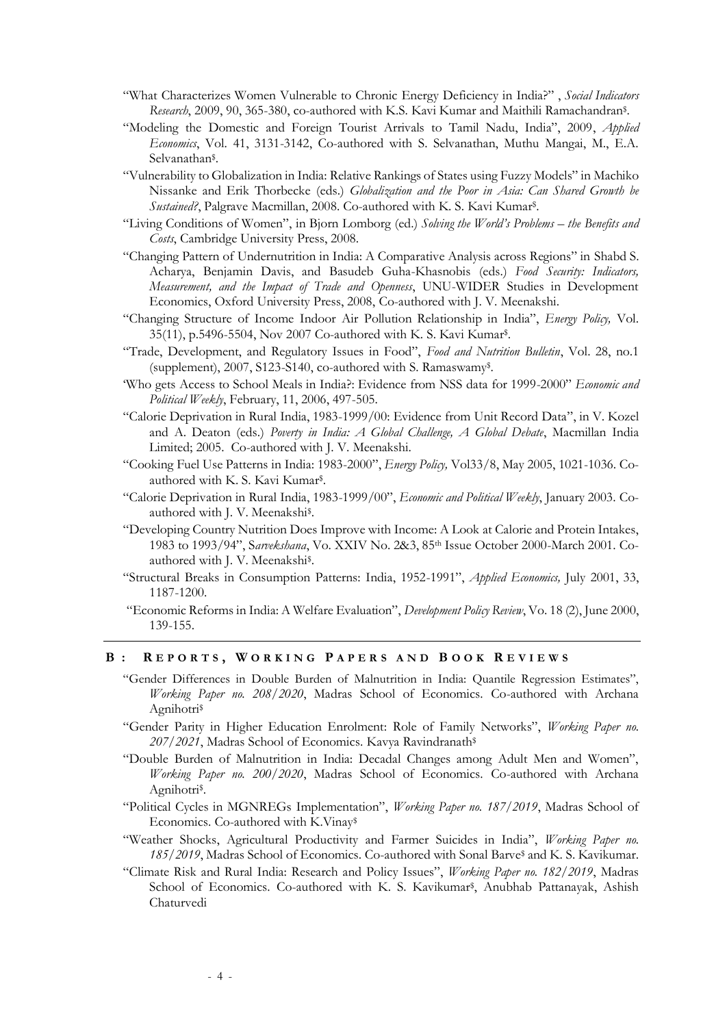- "What Characterizes Women Vulnerable to Chronic Energy Deficiency in India?" , *Social Indicators Research*, 2009, 90, 365-380, co-authored with K.S. Kavi Kumar and Maithili Ramachandran$.
- "Modeling the Domestic and Foreign Tourist Arrivals to Tamil Nadu, India", 2009, *Applied Economics*, Vol. 41, 3131-3142, Co-authored with S. Selvanathan, Muthu Mangai, M., E.A. Selvanathan$.
- "Vulnerability to Globalization in India: Relative Rankings of States using Fuzzy Models" in Machiko Nissanke and Erik Thorbecke (eds.) *Globalization and the Poor in Asia: Can Shared Growth be Sustained?*, Palgrave Macmillan, 2008. Co-authored with K. S. Kavi Kumar$.
- "Living Conditions of Women", in Bjorn Lomborg (ed.) *Solving the World's Problems – the Benefits and Costs*, Cambridge University Press, 2008.
- "Changing Pattern of Undernutrition in India: A Comparative Analysis across Regions" in Shabd S. Acharya, Benjamin Davis, and Basudeb Guha-Khasnobis (eds.) *Food Security: Indicators, Measurement, and the Impact of Trade and Openness*, UNU-WIDER Studies in Development Economics, Oxford University Press, 2008, Co-authored with J. V. Meenakshi.
- "Changing Structure of Income Indoor Air Pollution Relationship in India", *Energy Policy,* Vol. 35(11), p.5496-5504, Nov 2007 Co-authored with K. S. Kavi Kumar$.
- "Trade, Development, and Regulatory Issues in Food", *Food and Nutrition Bulletin*, Vol. 28, no.1 (supplement), 2007, S123-S140, co-authored with S. Ramaswamy$.
- 'Who gets Access to School Meals in India?: Evidence from NSS data for 1999-2000" *Economic and Political Weekly*, February, 11, 2006, 497-505.
- "Calorie Deprivation in Rural India, 1983-1999/00: Evidence from Unit Record Data", in V. Kozel and A. Deaton (eds.) *Poverty in India: A Global Challenge, A Global Debate*, Macmillan India Limited; 2005. Co-authored with J. V. Meenakshi.
- "Cooking Fuel Use Patterns in India: 1983-2000", *Energy Policy,* Vol33/8, May 2005, 1021-1036. Co-authored with K. S. Kavi Kumar$.
- "Calorie Deprivation in Rural India, 1983-1999/00", *Economic and Political Weekly*, January 2003. Co-authored with J. V. Meenakshi$.
- "Developing Country Nutrition Does Improve with Income: A Look at Calorie and Protein Intakes, 1983 to 1993/94", S*arvekshana*, Vo. XXIV No. 2&3, 85th Issue October 2000-March 2001. Co-authored with J. V. Meenakshi$.
- "Structural Breaks in Consumption Patterns: India, 1952-1991", *Applied Economics,* July 2001, 33, 1187-1200.
- "Economic Reforms in India: A Welfare Evaluation", *Development Policy Review*, Vo. 18 (2), June 2000, 139-155.

## B: Reports, Working Papers and Book Reviews

- "Gender Differences in Double Burden of Malnutrition in India: Quantile Regression Estimates", *Working Paper no. 208/2020*, Madras School of Economics. Co-authored with Archana Agnihotri$
- "Gender Parity in Higher Education Enrolment: Role of Family Networks", *Working Paper no. 207/2021*, Madras School of Economics. Kavya Ravindranath$
- "Double Burden of Malnutrition in India: Decadal Changes among Adult Men and Women", *Working Paper no. 200/2020*, Madras School of Economics. Co-authored with Archana Agnihotri$.
- "Political Cycles in MGNREGs Implementation", *Working Paper no. 187/2019*, Madras School of Economics. Co-authored with K.Vinay$
- "Weather Shocks, Agricultural Productivity and Farmer Suicides in India", *Working Paper no. 185/2019*, Madras School of Economics. Co-authored with Sonal Barve$ and K. S. Kavikumar.
- "Climate Risk and Rural India: Research and Policy Issues", *Working Paper no. 182/2019*, Madras School of Economics. Co-authored with K. S. Kavikumar$, Anubhab Pattanayak, Ashish Chaturvedi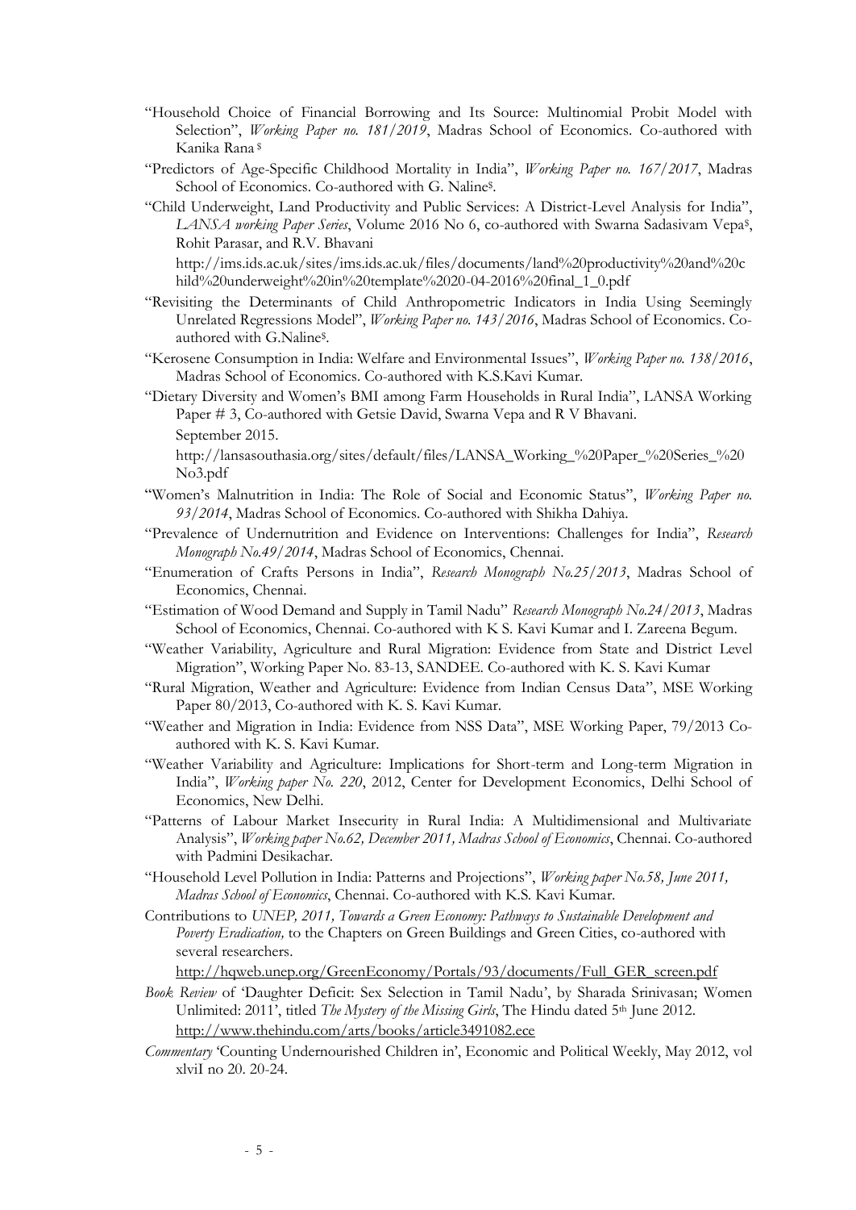"Household Choice of Financial Borrowing and Its Source: Multinomial Probit Model with Selection", *Working Paper no. 181/2019*, Madras School of Economics. Co-authored with Kanika Rana [$]

"Predictors of Age-Specific Childhood Mortality in India", *Working Paper no. 167/2017*, Madras School of Economics. Co-authored with G. Naline[$].

"Child Underweight, Land Productivity and Public Services: A District-Level Analysis for India", *LANSA working Paper Series*, Volume 2016 No 6, co-authored with Swarna Sadasivam Vepa[$], Rohit Parasar, and R.V. Bhavani

http://ims.ids.ac.uk/sites/ims.ids.ac.uk/files/documents/land%20productivity%20and%20child%20underweight%20in%20template%2020-04-2016%20final_1_0.pdf

"Revisiting the Determinants of Child Anthropometric Indicators in India Using Seemingly Unrelated Regressions Model", *Working Paper no. 143/2016*, Madras School of Economics. Co-authored with G.Naline[$].

"Kerosene Consumption in India: Welfare and Environmental Issues", *Working Paper no. 138/2016*, Madras School of Economics. Co-authored with K.S.Kavi Kumar.

"Dietary Diversity and Women's BMI among Farm Households in Rural India", LANSA Working Paper # 3, Co-authored with Getsie David, Swarna Vepa and R V Bhavani.

September 2015.

http://lansasouthasia.org/sites/default/files/LANSA_Working_%20Paper_%20Series_%20No3.pdf

"Women's Malnutrition in India: The Role of Social and Economic Status", *Working Paper no. 93/2014*, Madras School of Economics. Co-authored with Shikha Dahiya.

"Prevalence of Undernutrition and Evidence on Interventions: Challenges for India", *Research Monograph No.49/2014*, Madras School of Economics, Chennai.

"Enumeration of Crafts Persons in India", *Research Monograph No.25/2013*, Madras School of Economics, Chennai.

"Estimation of Wood Demand and Supply in Tamil Nadu" *Research Monograph No.24/2013*, Madras School of Economics, Chennai. Co-authored with K S. Kavi Kumar and I. Zareena Begum.

"Weather Variability, Agriculture and Rural Migration: Evidence from State and District Level Migration", Working Paper No. 83-13, SANDEE. Co-authored with K. S. Kavi Kumar

"Rural Migration, Weather and Agriculture: Evidence from Indian Census Data", MSE Working Paper 80/2013, Co-authored with K. S. Kavi Kumar.

"Weather and Migration in India: Evidence from NSS Data", MSE Working Paper, 79/2013 Co-authored with K. S. Kavi Kumar.

"Weather Variability and Agriculture: Implications for Short-term and Long-term Migration in India", *Working paper No. 220*, 2012, Center for Development Economics, Delhi School of Economics, New Delhi.

"Patterns of Labour Market Insecurity in Rural India: A Multidimensional and Multivariate Analysis", *Working paper No.62, December 2011, Madras School of Economics*, Chennai. Co-authored with Padmini Desikachar.

"Household Level Pollution in India: Patterns and Projections", *Working paper No.58, June 2011, Madras School of Economics*, Chennai. Co-authored with K.S. Kavi Kumar.

Contributions to *UNEP, 2011, Towards a Green Economy: Pathways to Sustainable Development and Poverty Eradication,* to the Chapters on Green Buildings and Green Cities, co-authored with several researchers.

http://hqweb.unep.org/GreenEconomy/Portals/93/documents/Full_GER_screen.pdf

*Book Review* of 'Daughter Deficit: Sex Selection in Tamil Nadu', by Sharada Srinivasan; Women Unlimited: 2011', titled *The Mystery of the Missing Girls*, The Hindu dated 5th June 2012. http://www.thehindu.com/arts/books/article3491082.ece

*Commentary* 'Counting Undernourished Children in', Economic and Political Weekly, May 2012, vol xlviI no 20. 20-24.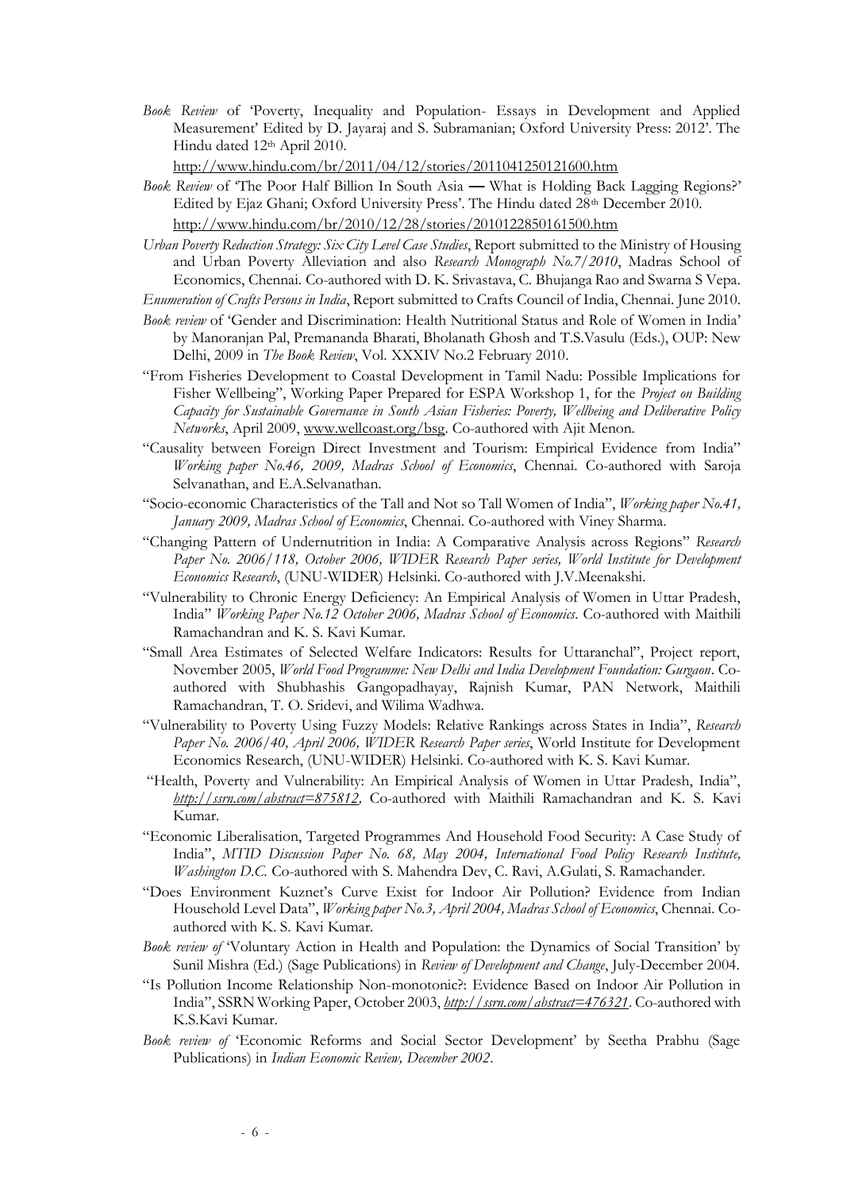*Book Review* of 'Poverty, Inequality and Population- Essays in Development and Applied Measurement' Edited by D. Jayaraj and S. Subramanian; Oxford University Press: 2012'. The Hindu dated 12th April 2010.
http://www.hindu.com/br/2011/04/12/stories/2011041250121600.htm

*Book Review* of 'The Poor Half Billion In South Asia — What is Holding Back Lagging Regions?' Edited by Ejaz Ghani; Oxford University Press'. The Hindu dated 28th December 2010.
http://www.hindu.com/br/2010/12/28/stories/2010122850161500.htm

*Urban Poverty Reduction Strategy: Six City Level Case Studies*, Report submitted to the Ministry of Housing and Urban Poverty Alleviation and also *Research Monograph No.7/2010*, Madras School of Economics, Chennai. Co-authored with D. K. Srivastava, C. Bhujanga Rao and Swarna S Vepa.

*Enumeration of Crafts Persons in India*, Report submitted to Crafts Council of India, Chennai. June 2010.

*Book review* of 'Gender and Discrimination: Health Nutritional Status and Role of Women in India' by Manoranjan Pal, Premananda Bharati, Bholanath Ghosh and T.S.Vasulu (Eds.), OUP: New Delhi, 2009 in *The Book Review*, Vol. XXXIV No.2 February 2010.

"From Fisheries Development to Coastal Development in Tamil Nadu: Possible Implications for Fisher Wellbeing", Working Paper Prepared for ESPA Workshop 1, for the *Project on Building Capacity for Sustainable Governance in South Asian Fisheries: Poverty, Wellbeing and Deliberative Policy Networks*, April 2009, www.wellcoast.org/bsg. Co-authored with Ajit Menon.

"Causality between Foreign Direct Investment and Tourism: Empirical Evidence from India" *Working paper No.46, 2009, Madras School of Economics*, Chennai. Co-authored with Saroja Selvanathan, and E.A.Selvanathan.

"Socio-economic Characteristics of the Tall and Not so Tall Women of India", *Working paper No.41, January 2009, Madras School of Economics*, Chennai. Co-authored with Viney Sharma.

"Changing Pattern of Undernutrition in India: A Comparative Analysis across Regions" *Research Paper No. 2006/118, October 2006, WIDER Research Paper series, World Institute for Development Economics Research*, (UNU-WIDER) Helsinki. Co-authored with J.V.Meenakshi.

"Vulnerability to Chronic Energy Deficiency: An Empirical Analysis of Women in Uttar Pradesh, India" *Working Paper No.12 October 2006, Madras School of Economics*. Co-authored with Maithili Ramachandran and K. S. Kavi Kumar.

"Small Area Estimates of Selected Welfare Indicators: Results for Uttaranchal", Project report, November 2005, *World Food Programme: New Delhi and India Development Foundation: Gurgaon*. Co-authored with Shubhashis Gangopadhayay, Rajnish Kumar, PAN Network, Maithili Ramachandran, T. O. Sridevi, and Wilima Wadhwa.

"Vulnerability to Poverty Using Fuzzy Models: Relative Rankings across States in India", *Research Paper No. 2006/40, April 2006, WIDER Research Paper series*, World Institute for Development Economics Research, (UNU-WIDER) Helsinki. Co-authored with K. S. Kavi Kumar.

"Health, Poverty and Vulnerability: An Empirical Analysis of Women in Uttar Pradesh, India", *http://ssrn.com/abstract=875812*, Co-authored with Maithili Ramachandran and K. S. Kavi Kumar.

"Economic Liberalisation, Targeted Programmes And Household Food Security: A Case Study of India", *MTID Discussion Paper No. 68, May 2004, International Food Policy Research Institute, Washington D.C.* Co-authored with S. Mahendra Dev, C. Ravi, A.Gulati, S. Ramachander.

"Does Environment Kuznet's Curve Exist for Indoor Air Pollution? Evidence from Indian Household Level Data", *Working paper No.3, April 2004, Madras School of Economics*, Chennai. Co-authored with K. S. Kavi Kumar.

*Book review of* 'Voluntary Action in Health and Population: the Dynamics of Social Transition' by Sunil Mishra (Ed.) (Sage Publications) in *Review of Development and Change*, July-December 2004.

"Is Pollution Income Relationship Non-monotonic?: Evidence Based on Indoor Air Pollution in India", SSRN Working Paper, October 2003, *http://ssrn.com/abstract=476321*. Co-authored with K.S.Kavi Kumar.

*Book review of* 'Economic Reforms and Social Sector Development' by Seetha Prabhu (Sage Publications) in *Indian Economic Review, December 2002*.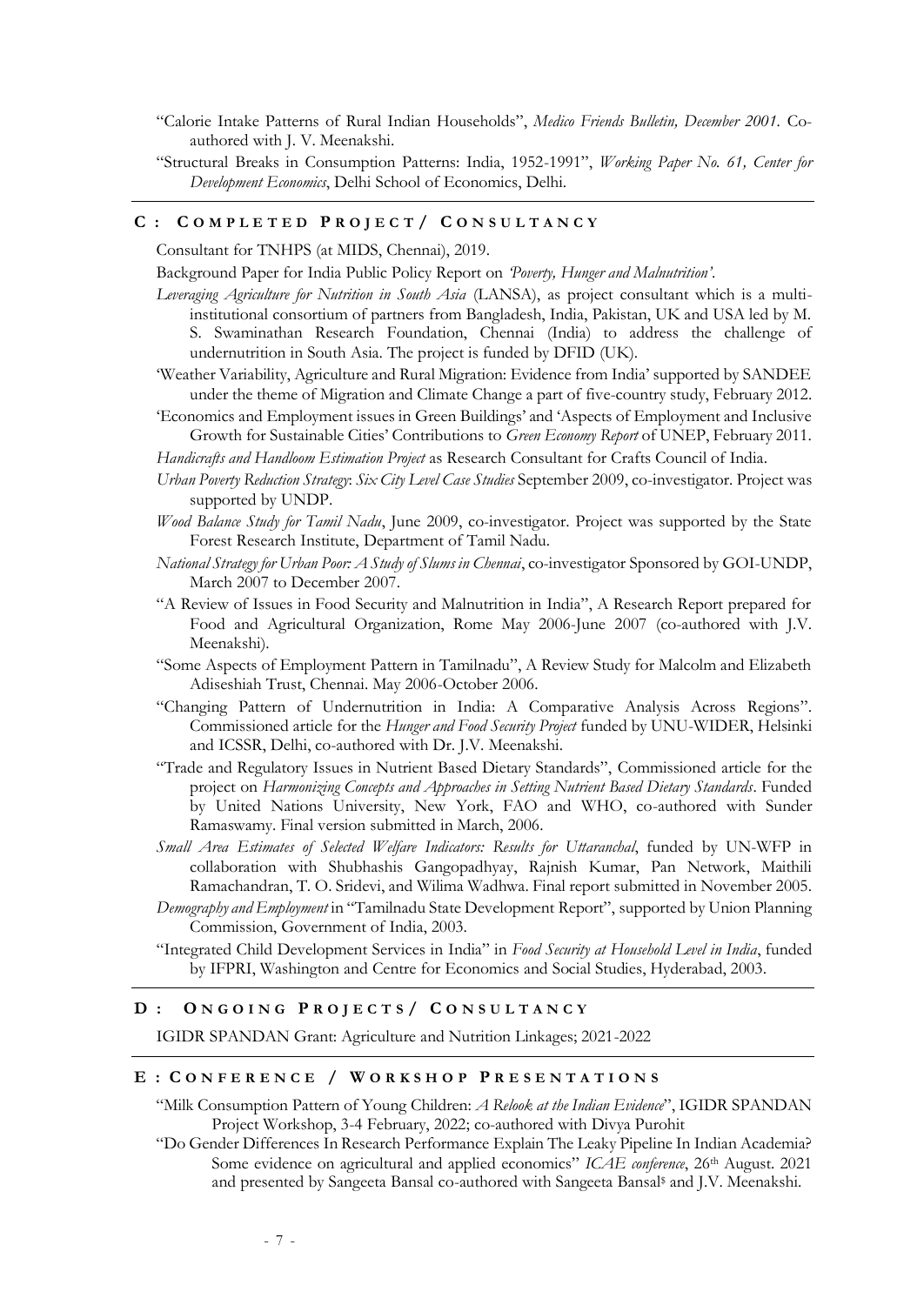"Calorie Intake Patterns of Rural Indian Households", *Medico Friends Bulletin, December 2001.* Co-authored with J. V. Meenakshi.

"Structural Breaks in Consumption Patterns: India, 1952-1991", *Working Paper No. 61, Center for Development Economics*, Delhi School of Economics, Delhi.

## C : COMPLETED PROJECT / CONSULTANCY

Consultant for TNHPS (at MIDS, Chennai), 2019.

Background Paper for India Public Policy Report on *'Poverty, Hunger and Malnutrition'*.

*Leveraging Agriculture for Nutrition in South Asia* (LANSA), as project consultant which is a multi-institutional consortium of partners from Bangladesh, India, Pakistan, UK and USA led by M. S. Swaminathan Research Foundation, Chennai (India) to address the challenge of undernutrition in South Asia. The project is funded by DFID (UK).

'Weather Variability, Agriculture and Rural Migration: Evidence from India' supported by SANDEE under the theme of Migration and Climate Change a part of five-country study, February 2012.

'Economics and Employment issues in Green Buildings' and 'Aspects of Employment and Inclusive Growth for Sustainable Cities' Contributions to *Green Economy Report* of UNEP, February 2011.

*Handicrafts and Handloom Estimation Project* as Research Consultant for Crafts Council of India.

*Urban Poverty Reduction Strategy*: *Six City Level Case Studies* September 2009, co-investigator. Project was supported by UNDP.

*Wood Balance Study for Tamil Nadu*, June 2009, co-investigator. Project was supported by the State Forest Research Institute, Department of Tamil Nadu.

*National Strategy for Urban Poor: A Study of Slums in Chennai*, co-investigator Sponsored by GOI-UNDP, March 2007 to December 2007.

"A Review of Issues in Food Security and Malnutrition in India", A Research Report prepared for Food and Agricultural Organization, Rome May 2006-June 2007 (co-authored with J.V. Meenakshi).

"Some Aspects of Employment Pattern in Tamilnadu", A Review Study for Malcolm and Elizabeth Adiseshiah Trust, Chennai. May 2006-October 2006.

"Changing Pattern of Undernutrition in India: A Comparative Analysis Across Regions". Commissioned article for the *Hunger and Food Security Project* funded by UNU-WIDER, Helsinki and ICSSR, Delhi, co-authored with Dr. J.V. Meenakshi.

"Trade and Regulatory Issues in Nutrient Based Dietary Standards", Commissioned article for the project on *Harmonizing Concepts and Approaches in Setting Nutrient Based Dietary Standards*. Funded by United Nations University, New York, FAO and WHO, co-authored with Sunder Ramaswamy. Final version submitted in March, 2006.

*Small Area Estimates of Selected Welfare Indicators: Results for Uttaranchal*, funded by UN-WFP in collaboration with Shubhashis Gangopadhyay, Rajnish Kumar, Pan Network, Maithili Ramachandran, T. O. Sridevi, and Wilima Wadhwa. Final report submitted in November 2005.

*Demography and Employment* in "Tamilnadu State Development Report", supported by Union Planning Commission, Government of India, 2003.

"Integrated Child Development Services in India" in *Food Security at Household Level in India*, funded by IFPRI, Washington and Centre for Economics and Social Studies, Hyderabad, 2003.

## D : ONGOING PROJECTS / CONSULTANCY

IGIDR SPANDAN Grant: Agriculture and Nutrition Linkages; 2021-2022

## E : CONFERENCE / WORKSHOP PRESENTATIONS

"Milk Consumption Pattern of Young Children: *A Relook at the Indian Evidence*", IGIDR SPANDAN Project Workshop, 3-4 February, 2022; co-authored with Divya Purohit

"Do Gender Differences In Research Performance Explain The Leaky Pipeline In Indian Academia? Some evidence on agricultural and applied economics" *ICAE conference*, 26th August. 2021 and presented by Sangeeta Bansal co-authored with Sangeeta Bansal[$] and J.V. Meenakshi.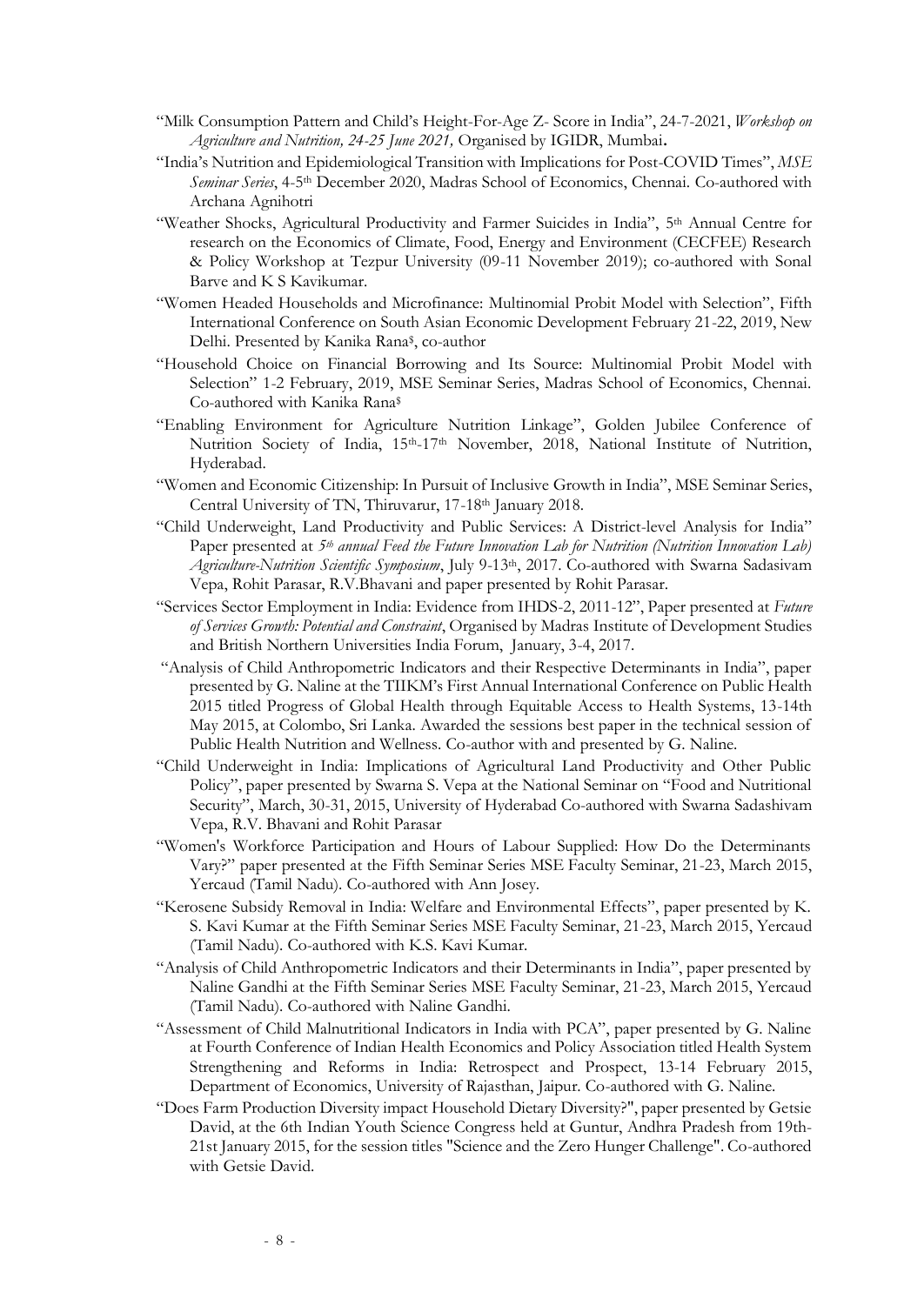- "Milk Consumption Pattern and Child's Height-For-Age Z- Score in India", 24-7-2021, *Workshop on Agriculture and Nutrition, 24-25 June 2021,* Organised by IGIDR, Mumbai**.**
- "India's Nutrition and Epidemiological Transition with Implications for Post-COVID Times", *MSE Seminar Series*, 4-5th December 2020, Madras School of Economics, Chennai. Co-authored with Archana Agnihotri
- "Weather Shocks, Agricultural Productivity and Farmer Suicides in India", 5th Annual Centre for research on the Economics of Climate, Food, Energy and Environment (CECFEE) Research & Policy Workshop at Tezpur University (09-11 November 2019); co-authored with Sonal Barve and K S Kavikumar.
- "Women Headed Households and Microfinance: Multinomial Probit Model with Selection", Fifth International Conference on South Asian Economic Development February 21-22, 2019, New Delhi. Presented by Kanika Rana$, co-author
- "Household Choice on Financial Borrowing and Its Source: Multinomial Probit Model with Selection" 1-2 February, 2019, MSE Seminar Series, Madras School of Economics, Chennai. Co-authored with Kanika Rana$
- "Enabling Environment for Agriculture Nutrition Linkage", Golden Jubilee Conference of Nutrition Society of India, 15th-17th November, 2018, National Institute of Nutrition, Hyderabad.
- "Women and Economic Citizenship: In Pursuit of Inclusive Growth in India", MSE Seminar Series, Central University of TN, Thiruvarur, 17-18th January 2018.
- "Child Underweight, Land Productivity and Public Services: A District-level Analysis for India" Paper presented at *5th annual Feed the Future Innovation Lab for Nutrition (Nutrition Innovation Lab) Agriculture-Nutrition Scientific Symposium*, July 9-13th, 2017. Co-authored with Swarna Sadasivam Vepa, Rohit Parasar, R.V.Bhavani and paper presented by Rohit Parasar.
- "Services Sector Employment in India: Evidence from IHDS-2, 2011-12", Paper presented at *Future of Services Growth: Potential and Constraint*, Organised by Madras Institute of Development Studies and British Northern Universities India Forum, January, 3-4, 2017.
- "Analysis of Child Anthropometric Indicators and their Respective Determinants in India", paper presented by G. Naline at the TIIKM's First Annual International Conference on Public Health 2015 titled Progress of Global Health through Equitable Access to Health Systems, 13-14th May 2015, at Colombo, Sri Lanka. Awarded the sessions best paper in the technical session of Public Health Nutrition and Wellness. Co-author with and presented by G. Naline.
- "Child Underweight in India: Implications of Agricultural Land Productivity and Other Public Policy", paper presented by Swarna S. Vepa at the National Seminar on "Food and Nutritional Security", March, 30-31, 2015, University of Hyderabad Co-authored with Swarna Sadashivam Vepa, R.V. Bhavani and Rohit Parasar
- "Women's Workforce Participation and Hours of Labour Supplied: How Do the Determinants Vary?" paper presented at the Fifth Seminar Series MSE Faculty Seminar, 21-23, March 2015, Yercaud (Tamil Nadu). Co-authored with Ann Josey.
- "Kerosene Subsidy Removal in India: Welfare and Environmental Effects", paper presented by K. S. Kavi Kumar at the Fifth Seminar Series MSE Faculty Seminar, 21-23, March 2015, Yercaud (Tamil Nadu). Co-authored with K.S. Kavi Kumar.
- "Analysis of Child Anthropometric Indicators and their Determinants in India", paper presented by Naline Gandhi at the Fifth Seminar Series MSE Faculty Seminar, 21-23, March 2015, Yercaud (Tamil Nadu). Co-authored with Naline Gandhi.
- "Assessment of Child Malnutritional Indicators in India with PCA", paper presented by G. Naline at Fourth Conference of Indian Health Economics and Policy Association titled Health System Strengthening and Reforms in India: Retrospect and Prospect, 13-14 February 2015, Department of Economics, University of Rajasthan, Jaipur. Co-authored with G. Naline.
- "Does Farm Production Diversity impact Household Dietary Diversity?", paper presented by Getsie David, at the 6th Indian Youth Science Congress held at Guntur, Andhra Pradesh from 19th-21st January 2015, for the session titles "Science and the Zero Hunger Challenge". Co-authored with Getsie David.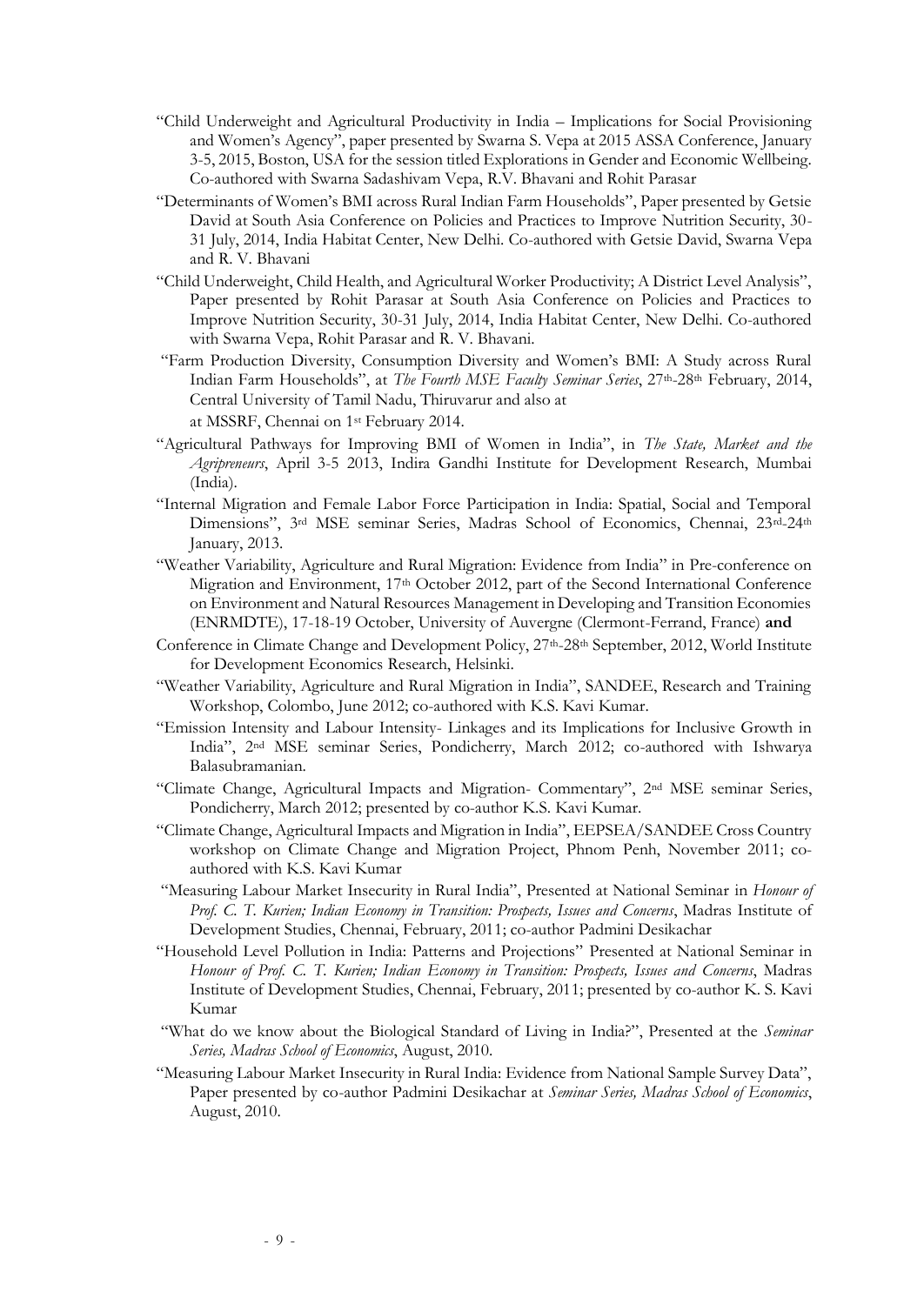"Child Underweight and Agricultural Productivity in India – Implications for Social Provisioning and Women's Agency", paper presented by Swarna S. Vepa at 2015 ASSA Conference, January 3-5, 2015, Boston, USA for the session titled Explorations in Gender and Economic Wellbeing. Co-authored with Swarna Sadashivam Vepa, R.V. Bhavani and Rohit Parasar

"Determinants of Women's BMI across Rural Indian Farm Households", Paper presented by Getsie David at South Asia Conference on Policies and Practices to Improve Nutrition Security, 30-31 July, 2014, India Habitat Center, New Delhi. Co-authored with Getsie David, Swarna Vepa and R. V. Bhavani

"Child Underweight, Child Health, and Agricultural Worker Productivity; A District Level Analysis", Paper presented by Rohit Parasar at South Asia Conference on Policies and Practices to Improve Nutrition Security, 30-31 July, 2014, India Habitat Center, New Delhi. Co-authored with Swarna Vepa, Rohit Parasar and R. V. Bhavani.

"Farm Production Diversity, Consumption Diversity and Women's BMI: A Study across Rural Indian Farm Households", at *The Fourth MSE Faculty Seminar Series*, 27th-28th February, 2014, Central University of Tamil Nadu, Thiruvarur and also at
at MSSRF, Chennai on 1st February 2014.

"Agricultural Pathways for Improving BMI of Women in India", in *The State, Market and the Agripreneurs*, April 3-5 2013, Indira Gandhi Institute for Development Research, Mumbai (India).

"Internal Migration and Female Labor Force Participation in India: Spatial, Social and Temporal Dimensions", 3rd MSE seminar Series, Madras School of Economics, Chennai, 23rd-24th January, 2013.

"Weather Variability, Agriculture and Rural Migration: Evidence from India" in Pre-conference on Migration and Environment, 17th October 2012, part of the Second International Conference on Environment and Natural Resources Management in Developing and Transition Economies (ENRMDTE), 17-18-19 October, University of Auvergne (Clermont-Ferrand, France) **and**

Conference in Climate Change and Development Policy, 27th-28th September, 2012, World Institute for Development Economics Research, Helsinki.

"Weather Variability, Agriculture and Rural Migration in India", SANDEE, Research and Training Workshop, Colombo, June 2012; co-authored with K.S. Kavi Kumar.

"Emission Intensity and Labour Intensity- Linkages and its Implications for Inclusive Growth in India", 2nd MSE seminar Series, Pondicherry, March 2012; co-authored with Ishwarya Balasubramanian.

"Climate Change, Agricultural Impacts and Migration- Commentary", 2nd MSE seminar Series, Pondicherry, March 2012; presented by co-author K.S. Kavi Kumar.

"Climate Change, Agricultural Impacts and Migration in India", EEPSEA/SANDEE Cross Country workshop on Climate Change and Migration Project, Phnom Penh, November 2011; co-authored with K.S. Kavi Kumar

"Measuring Labour Market Insecurity in Rural India", Presented at National Seminar in *Honour of Prof. C. T. Kurien; Indian Economy in Transition: Prospects, Issues and Concerns*, Madras Institute of Development Studies, Chennai, February, 2011; co-author Padmini Desikachar

"Household Level Pollution in India: Patterns and Projections" Presented at National Seminar in *Honour of Prof. C. T. Kurien; Indian Economy in Transition: Prospects, Issues and Concerns*, Madras Institute of Development Studies, Chennai, February, 2011; presented by co-author K. S. Kavi Kumar

"What do we know about the Biological Standard of Living in India?", Presented at the *Seminar Series, Madras School of Economics*, August, 2010.

"Measuring Labour Market Insecurity in Rural India: Evidence from National Sample Survey Data", Paper presented by co-author Padmini Desikachar at *Seminar Series, Madras School of Economics*, August, 2010.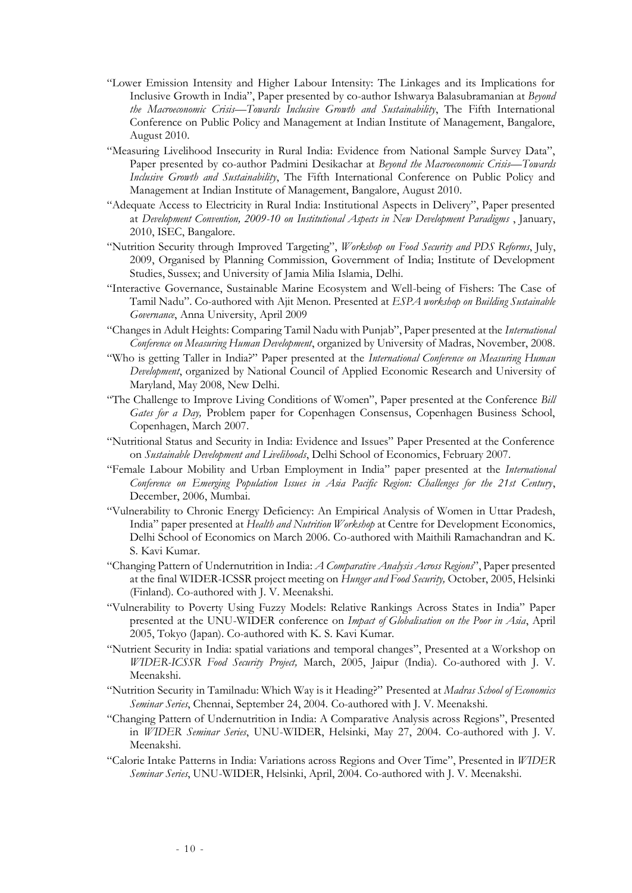- "Lower Emission Intensity and Higher Labour Intensity: The Linkages and its Implications for Inclusive Growth in India", Paper presented by co-author Ishwarya Balasubramanian at *Beyond the Macroeconomic Crisis—Towards Inclusive Growth and Sustainability*, The Fifth International Conference on Public Policy and Management at Indian Institute of Management, Bangalore, August 2010.
- "Measuring Livelihood Insecurity in Rural India: Evidence from National Sample Survey Data", Paper presented by co-author Padmini Desikachar at *Beyond the Macroeconomic Crisis—Towards Inclusive Growth and Sustainability*, The Fifth International Conference on Public Policy and Management at Indian Institute of Management, Bangalore, August 2010.
- "Adequate Access to Electricity in Rural India: Institutional Aspects in Delivery", Paper presented at *Development Convention, 2009-10 on Institutional Aspects in New Development Paradigms* , January, 2010, ISEC, Bangalore.
- "Nutrition Security through Improved Targeting", *Workshop on Food Security and PDS Reforms*, July, 2009, Organised by Planning Commission, Government of India; Institute of Development Studies, Sussex; and University of Jamia Milia Islamia, Delhi.
- "Interactive Governance, Sustainable Marine Ecosystem and Well-being of Fishers: The Case of Tamil Nadu". Co-authored with Ajit Menon. Presented at *ESPA workshop on Building Sustainable Governance*, Anna University, April 2009
- "Changes in Adult Heights: Comparing Tamil Nadu with Punjab", Paper presented at the *International Conference on Measuring Human Development*, organized by University of Madras, November, 2008.
- "Who is getting Taller in India?" Paper presented at the *International Conference on Measuring Human Development*, organized by National Council of Applied Economic Research and University of Maryland, May 2008, New Delhi.
- "The Challenge to Improve Living Conditions of Women", Paper presented at the Conference *Bill Gates for a Day,* Problem paper for Copenhagen Consensus, Copenhagen Business School, Copenhagen, March 2007.
- "Nutritional Status and Security in India: Evidence and Issues" Paper Presented at the Conference on *Sustainable Development and Livelihoods*, Delhi School of Economics, February 2007.
- "Female Labour Mobility and Urban Employment in India" paper presented at the *International Conference on Emerging Population Issues in Asia Pacific Region: Challenges for the 21st Century*, December, 2006, Mumbai.
- "Vulnerability to Chronic Energy Deficiency: An Empirical Analysis of Women in Uttar Pradesh, India" paper presented at *Health and Nutrition Workshop* at Centre for Development Economics, Delhi School of Economics on March 2006. Co-authored with Maithili Ramachandran and K. S. Kavi Kumar.
- "Changing Pattern of Undernutrition in India: *A Comparative Analysis Across Regions*", Paper presented at the final WIDER-ICSSR project meeting on *Hunger and Food Security,* October, 2005, Helsinki (Finland). Co-authored with J. V. Meenakshi.
- "Vulnerability to Poverty Using Fuzzy Models: Relative Rankings Across States in India" Paper presented at the UNU-WIDER conference on *Impact of Globalisation on the Poor in Asia*, April 2005, Tokyo (Japan). Co-authored with K. S. Kavi Kumar.
- "Nutrient Security in India: spatial variations and temporal changes", Presented at a Workshop on *WIDER-ICSSR Food Security Project,* March, 2005, Jaipur (India). Co-authored with J. V. Meenakshi.
- "Nutrition Security in Tamilnadu: Which Way is it Heading?" Presented at *Madras School of Economics Seminar Series*, Chennai, September 24, 2004. Co-authored with J. V. Meenakshi.
- "Changing Pattern of Undernutrition in India: A Comparative Analysis across Regions", Presented in *WIDER Seminar Series*, UNU-WIDER, Helsinki, May 27, 2004. Co-authored with J. V. Meenakshi.
- "Calorie Intake Patterns in India: Variations across Regions and Over Time", Presented in *WIDER Seminar Series*, UNU-WIDER, Helsinki, April, 2004. Co-authored with J. V. Meenakshi.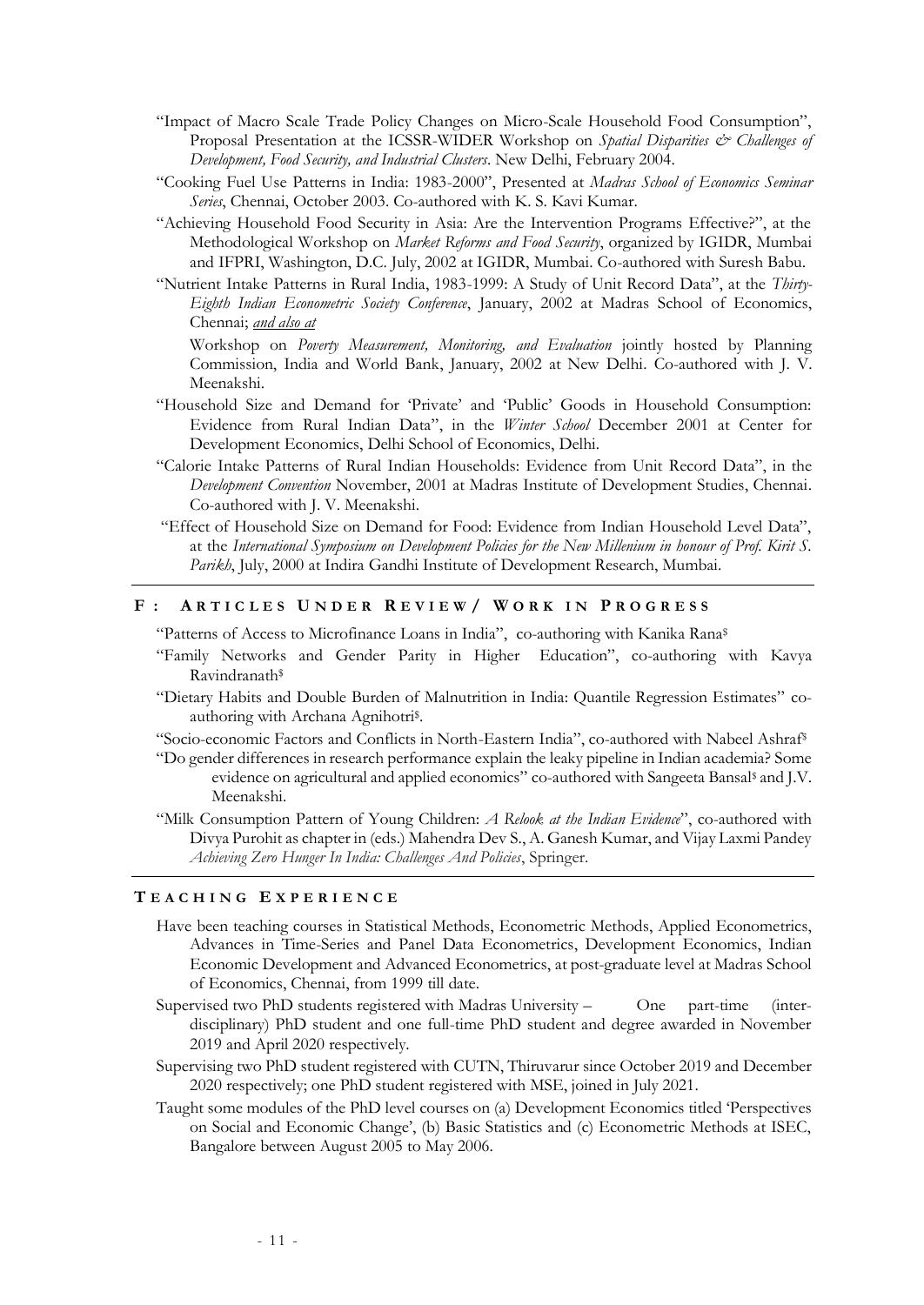"Impact of Macro Scale Trade Policy Changes on Micro-Scale Household Food Consumption", Proposal Presentation at the ICSSR-WIDER Workshop on *Spatial Disparities & Challenges of Development, Food Security, and Industrial Clusters*. New Delhi, February 2004.

"Cooking Fuel Use Patterns in India: 1983-2000", Presented at *Madras School of Economics Seminar Series*, Chennai, October 2003. Co-authored with K. S. Kavi Kumar.

"Achieving Household Food Security in Asia: Are the Intervention Programs Effective?", at the Methodological Workshop on *Market Reforms and Food Security*, organized by IGIDR, Mumbai and IFPRI, Washington, D.C. July, 2002 at IGIDR, Mumbai. Co-authored with Suresh Babu.

"Nutrient Intake Patterns in Rural India, 1983-1999: A Study of Unit Record Data", at the *Thirty-Eighth Indian Econometric Society Conference*, January, 2002 at Madras School of Economics, Chennai; *and also at*

Workshop on *Poverty Measurement, Monitoring, and Evaluation* jointly hosted by Planning Commission, India and World Bank, January, 2002 at New Delhi. Co-authored with J. V. Meenakshi.

"Household Size and Demand for 'Private' and 'Public' Goods in Household Consumption: Evidence from Rural Indian Data", in the *Winter School* December 2001 at Center for Development Economics, Delhi School of Economics, Delhi.

"Calorie Intake Patterns of Rural Indian Households: Evidence from Unit Record Data", in the *Development Convention* November, 2001 at Madras Institute of Development Studies, Chennai. Co-authored with J. V. Meenakshi.

"Effect of Household Size on Demand for Food: Evidence from Indian Household Level Data", at the *International Symposium on Development Policies for the New Millenium in honour of Prof. Kirit S. Parikh*, July, 2000 at Indira Gandhi Institute of Development Research, Mumbai.

## F: ARTICLES UNDER REVIEW / WORK IN PROGRESS

"Patterns of Access to Microfinance Loans in India", co-authoring with Kanika Rana[$]

"Family Networks and Gender Parity in Higher Education", co-authoring with Kavya Ravindranath[$]

"Dietary Habits and Double Burden of Malnutrition in India: Quantile Regression Estimates" co-authoring with Archana Agnihotri[$].

"Socio-economic Factors and Conflicts in North-Eastern India", co-authored with Nabeel Ashraf[$]

"Do gender differences in research performance explain the leaky pipeline in Indian academia? Some evidence on agricultural and applied economics" co-authored with Sangeeta Bansal[$] and J.V. Meenakshi.

"Milk Consumption Pattern of Young Children: *A Relook at the Indian Evidence*", co-authored with Divya Purohit as chapter in (eds.) Mahendra Dev S., A. Ganesh Kumar, and Vijay Laxmi Pandey *Achieving Zero Hunger In India: Challenges And Policies*, Springer.

## TEACHING EXPERIENCE

Have been teaching courses in Statistical Methods, Econometric Methods, Applied Econometrics, Advances in Time-Series and Panel Data Econometrics, Development Economics, Indian Economic Development and Advanced Econometrics, at post-graduate level at Madras School of Economics, Chennai, from 1999 till date.

Supervised two PhD students registered with Madras University – One part-time (inter-disciplinary) PhD student and one full-time PhD student and degree awarded in November 2019 and April 2020 respectively.

Supervising two PhD student registered with CUTN, Thiruvarur since October 2019 and December 2020 respectively; one PhD student registered with MSE, joined in July 2021.

Taught some modules of the PhD level courses on (a) Development Economics titled 'Perspectives on Social and Economic Change', (b) Basic Statistics and (c) Econometric Methods at ISEC, Bangalore between August 2005 to May 2006.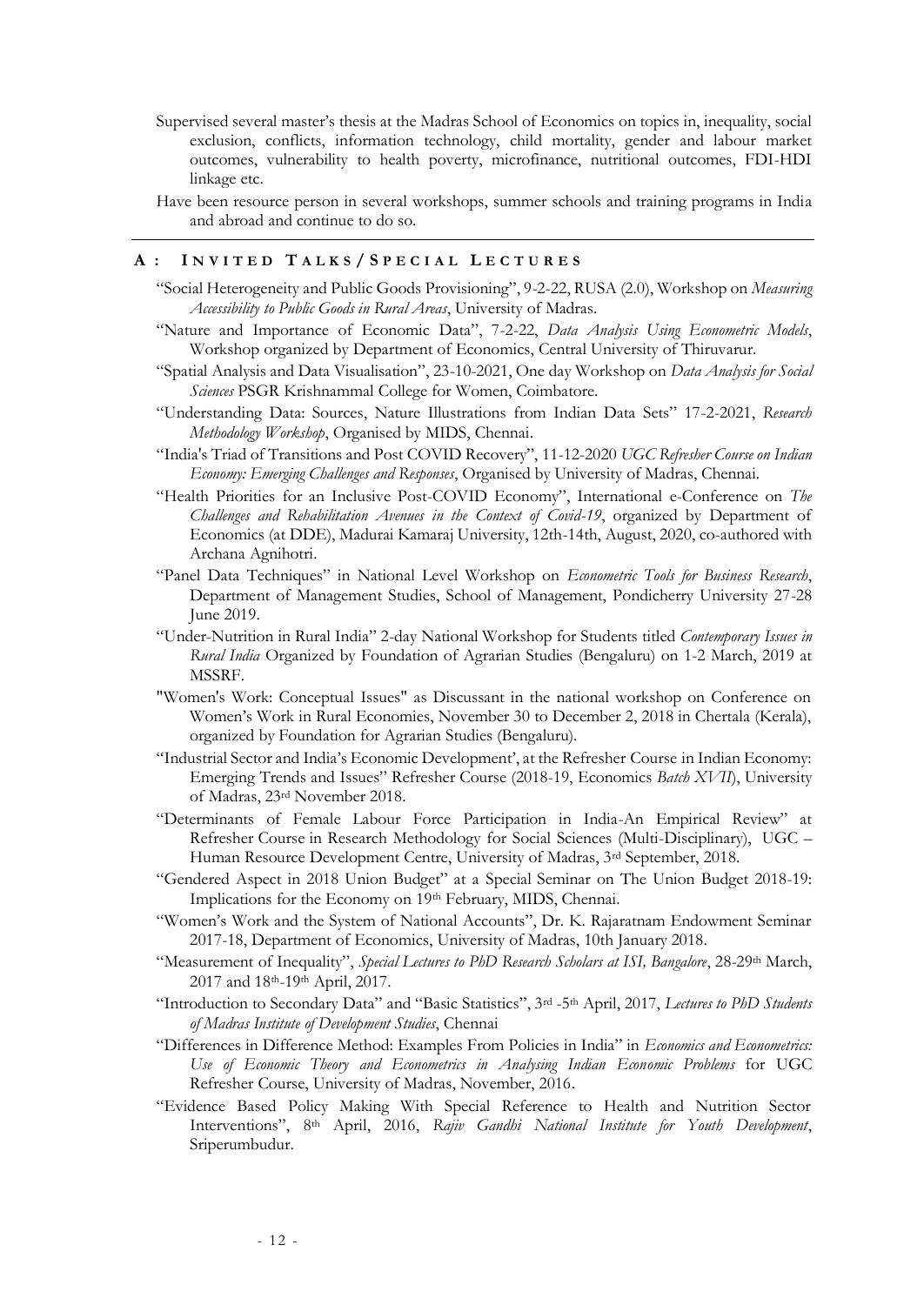Supervised several master's thesis at the Madras School of Economics on topics in, inequality, social exclusion, conflicts, information technology, child mortality, gender and labour market outcomes, vulnerability to health poverty, microfinance, nutritional outcomes, FDI-HDI linkage etc.

Have been resource person in several workshops, summer schools and training programs in India and abroad and continue to do so.

---

## A: INVITED TALKS/SPECIAL LECTURES

"Social Heterogeneity and Public Goods Provisioning", 9-2-22, RUSA (2.0), Workshop on *Measuring Accessibility to Public Goods in Rural Areas*, University of Madras.

"Nature and Importance of Economic Data", 7-2-22, *Data Analysis Using Econometric Models*, Workshop organized by Department of Economics, Central University of Thiruvarur.

"Spatial Analysis and Data Visualisation", 23-10-2021, One day Workshop on *Data Analysis for Social Sciences* PSGR Krishnammal College for Women, Coimbatore.

"Understanding Data: Sources, Nature Illustrations from Indian Data Sets" 17-2-2021, *Research Methodology Workshop*, Organised by MIDS, Chennai.

"India's Triad of Transitions and Post COVID Recovery", 11-12-2020 *UGC Refresher Course on Indian Economy: Emerging Challenges and Responses*, Organised by University of Madras, Chennai.

"Health Priorities for an Inclusive Post-COVID Economy", International e-Conference on *The Challenges and Rehabilitation Avenues in the Context of Covid-19*, organized by Department of Economics (at DDE), Madurai Kamaraj University, 12th-14th, August, 2020, co-authored with Archana Agnihotri.

"Panel Data Techniques" in National Level Workshop on *Econometric Tools for Business Research*, Department of Management Studies, School of Management, Pondicherry University 27-28 June 2019.

"Under-Nutrition in Rural India" 2-day National Workshop for Students titled *Contemporary Issues in Rural India* Organized by Foundation of Agrarian Studies (Bengaluru) on 1-2 March, 2019 at MSSRF.

"Women's Work: Conceptual Issues" as Discussant in the national workshop on Conference on Women's Work in Rural Economies, November 30 to December 2, 2018 in Chertala (Kerala), organized by Foundation for Agrarian Studies (Bengaluru).

"Industrial Sector and India's Economic Development', at the Refresher Course in Indian Economy: Emerging Trends and Issues" Refresher Course (2018-19, Economics *Batch XVII*), University of Madras, 23rd November 2018.

"Determinants of Female Labour Force Participation in India-An Empirical Review" at Refresher Course in Research Methodology for Social Sciences (Multi-Disciplinary), UGC – Human Resource Development Centre, University of Madras, 3rd September, 2018.

"Gendered Aspect in 2018 Union Budget" at a Special Seminar on The Union Budget 2018-19: Implications for the Economy on 19th February, MIDS, Chennai.

"Women's Work and the System of National Accounts", Dr. K. Rajaratnam Endowment Seminar 2017-18, Department of Economics, University of Madras, 10th January 2018.

"Measurement of Inequality", *Special Lectures to PhD Research Scholars at ISI, Bangalore*, 28-29th March, 2017 and 18th-19th April, 2017.

"Introduction to Secondary Data" and "Basic Statistics", 3rd -5th April, 2017, *Lectures to PhD Students of Madras Institute of Development Studies*, Chennai

"Differences in Difference Method: Examples From Policies in India" in *Economics and Econometrics: Use of Economic Theory and Econometrics in Analysing Indian Economic Problems* for UGC Refresher Course, University of Madras, November, 2016.

"Evidence Based Policy Making With Special Reference to Health and Nutrition Sector Interventions", 8th April, 2016, *Rajiv Gandhi National Institute for Youth Development*, Sriperumbudur.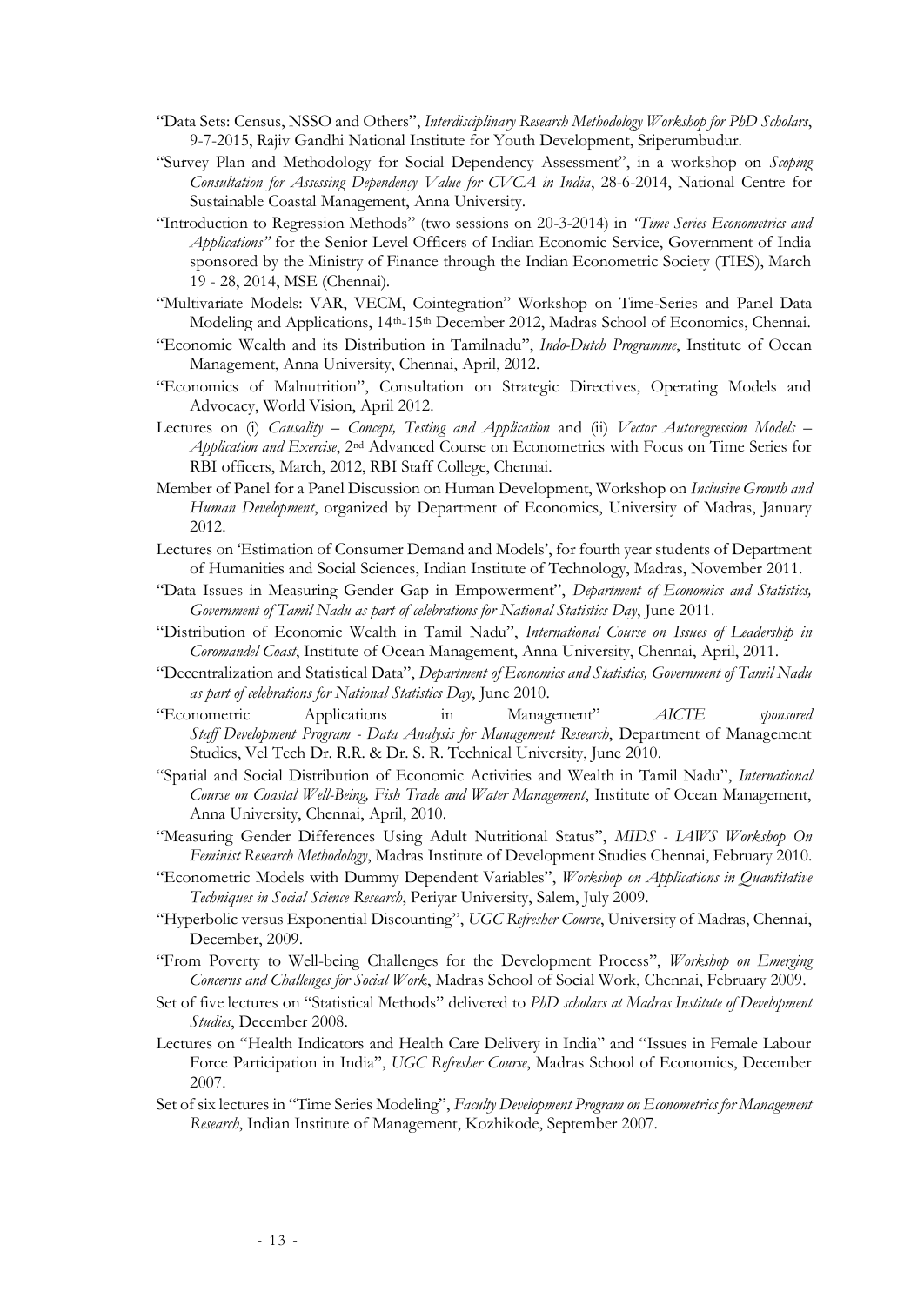"Data Sets: Census, NSSO and Others", *Interdisciplinary Research Methodology Workshop for PhD Scholars*, 9-7-2015, Rajiv Gandhi National Institute for Youth Development, Sriperumbudur.

"Survey Plan and Methodology for Social Dependency Assessment", in a workshop on *Scoping Consultation for Assessing Dependency Value for CVCA in India*, 28-6-2014, National Centre for Sustainable Coastal Management, Anna University.

"Introduction to Regression Methods" (two sessions on 20-3-2014) in *"Time Series Econometrics and Applications"* for the Senior Level Officers of Indian Economic Service, Government of India sponsored by the Ministry of Finance through the Indian Econometric Society (TIES), March 19 - 28, 2014, MSE (Chennai).

"Multivariate Models: VAR, VECM, Cointegration" Workshop on Time-Series and Panel Data Modeling and Applications, 14th-15th December 2012, Madras School of Economics, Chennai.

"Economic Wealth and its Distribution in Tamilnadu", *Indo-Dutch Programme*, Institute of Ocean Management, Anna University, Chennai, April, 2012.

"Economics of Malnutrition", Consultation on Strategic Directives, Operating Models and Advocacy, World Vision, April 2012.

Lectures on (i) *Causality – Concept, Testing and Application* and (ii) *Vector Autoregression Models – Application and Exercise*, 2nd Advanced Course on Econometrics with Focus on Time Series for RBI officers, March, 2012, RBI Staff College, Chennai.

Member of Panel for a Panel Discussion on Human Development, Workshop on *Inclusive Growth and Human Development*, organized by Department of Economics, University of Madras, January 2012.

Lectures on 'Estimation of Consumer Demand and Models', for fourth year students of Department of Humanities and Social Sciences, Indian Institute of Technology, Madras, November 2011.

"Data Issues in Measuring Gender Gap in Empowerment", *Department of Economics and Statistics, Government of Tamil Nadu as part of celebrations for National Statistics Day*, June 2011.

"Distribution of Economic Wealth in Tamil Nadu", *International Course on Issues of Leadership in Coromandel Coast*, Institute of Ocean Management, Anna University, Chennai, April, 2011.

"Decentralization and Statistical Data", *Department of Economics and Statistics, Government of Tamil Nadu as part of celebrations for National Statistics Day*, June 2010.

"Econometric Applications in Management" *AICTE sponsored Staff Development Program - Data Analysis for Management Research*, Department of Management Studies, Vel Tech Dr. R.R. & Dr. S. R. Technical University, June 2010.

"Spatial and Social Distribution of Economic Activities and Wealth in Tamil Nadu", *International Course on Coastal Well-Being, Fish Trade and Water Management*, Institute of Ocean Management, Anna University, Chennai, April, 2010.

"Measuring Gender Differences Using Adult Nutritional Status", *MIDS - IAWS Workshop On Feminist Research Methodology*, Madras Institute of Development Studies Chennai, February 2010.

"Econometric Models with Dummy Dependent Variables", *Workshop on Applications in Quantitative Techniques in Social Science Research*, Periyar University, Salem, July 2009.

"Hyperbolic versus Exponential Discounting", *UGC Refresher Course*, University of Madras, Chennai, December, 2009.

"From Poverty to Well-being Challenges for the Development Process", *Workshop on Emerging Concerns and Challenges for Social Work*, Madras School of Social Work, Chennai, February 2009.

Set of five lectures on "Statistical Methods" delivered to *PhD scholars at Madras Institute of Development Studies*, December 2008.

Lectures on "Health Indicators and Health Care Delivery in India" and "Issues in Female Labour Force Participation in India", *UGC Refresher Course*, Madras School of Economics, December 2007.

Set of six lectures in "Time Series Modeling", *Faculty Development Program on Econometrics for Management Research*, Indian Institute of Management, Kozhikode, September 2007.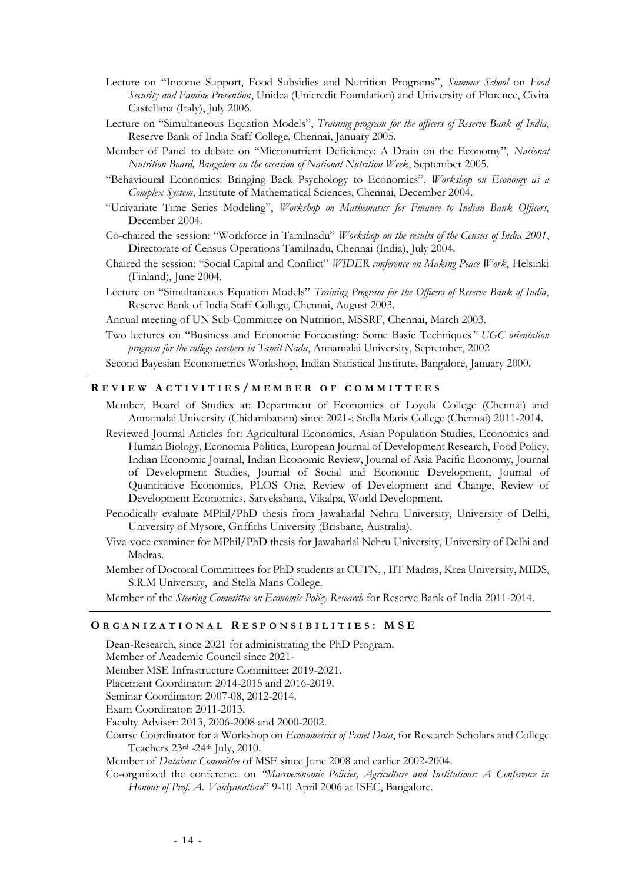Lecture on "Income Support, Food Subsidies and Nutrition Programs", *Summer School* on *Food Security and Famine Prevention*, Unidea (Unicredit Foundation) and University of Florence, Civita Castellana (Italy), July 2006.

Lecture on "Simultaneous Equation Models", *Training program for the officers of Reserve Bank of India*, Reserve Bank of India Staff College, Chennai, January 2005.

Member of Panel to debate on "Micronutrient Deficiency: A Drain on the Economy", *National Nutrition Board, Bangalore on the occasion of National Nutrition Week*, September 2005.

"Behavioural Economics: Bringing Back Psychology to Economics", *Workshop on Economy as a Complex System*, Institute of Mathematical Sciences, Chennai, December 2004.

"Univariate Time Series Modeling", *Workshop on Mathematics for Finance to Indian Bank Officers*, December 2004.

Co-chaired the session: "Workforce in Tamilnadu" *Workshop on the results of the Census of India 2001*, Directorate of Census Operations Tamilnadu, Chennai (India), July 2004.

Chaired the session: "Social Capital and Conflict" *WIDER conference on Making Peace Work*, Helsinki (Finland), June 2004.

Lecture on "Simultaneous Equation Models" *Training Program for the Officers of Reserve Bank of India*, Reserve Bank of India Staff College, Chennai, August 2003.

Annual meeting of UN Sub-Committee on Nutrition, MSSRF, Chennai, March 2003.

Two lectures on "Business and Economic Forecasting: Some Basic Techniques*" UGC orientation program for the college teachers in Tamil Nadu*, Annamalai University, September, 2002

Second Bayesian Econometrics Workshop, Indian Statistical Institute, Bangalore, January 2000.

## REVIEW ACTIVITIES / MEMBER OF COMMITTEES

Member, Board of Studies at: Department of Economics of Loyola College (Chennai) and Annamalai University (Chidambaram) since 2021-; Stella Maris College (Chennai) 2011-2014.

Reviewed Journal Articles for: Agricultural Economics, Asian Population Studies, Economics and Human Biology, Economia Politica, European Journal of Development Research, Food Policy, Indian Economic Journal, Indian Economic Review, Journal of Asia Pacific Economy, Journal of Development Studies, Journal of Social and Economic Development, Journal of Quantitative Economics, PLOS One, Review of Development and Change, Review of Development Economics, Sarvekshana, Vikalpa, World Development.

Periodically evaluate MPhil/PhD thesis from Jawaharlal Nehru University, University of Delhi, University of Mysore, Griffiths University (Brisbane, Australia).

Viva-voce examiner for MPhil/PhD thesis for Jawaharlal Nehru University, University of Delhi and Madras.

Member of Doctoral Committees for PhD students at CUTN, , IIT Madras, Krea University, MIDS, S.R.M University, and Stella Maris College.

Member of the *Steering Committee on Economic Policy Research* for Reserve Bank of India 2011-2014.

## ORGANIZATIONAL RESPONSIBILITIES: MSE

Dean-Research, since 2021 for administrating the PhD Program.

Member of Academic Council since 2021-

Member MSE Infrastructure Committee: 2019-2021.

Placement Coordinator: 2014-2015 and 2016-2019.

Seminar Coordinator: 2007-08, 2012-2014.

Exam Coordinator: 2011-2013.

Faculty Adviser: 2013, 2006-2008 and 2000-2002.

Course Coordinator for a Workshop on *Econometrics of Panel Data*, for Research Scholars and College Teachers 23rd -24th July, 2010.

Member of *Database Committee* of MSE since June 2008 and earlier 2002-2004.

Co-organized the conference on *"Macroeconomic Policies, Agriculture and Institutions: A Conference in Honour of Prof. A. Vaidyanathan*" 9-10 April 2006 at ISEC, Bangalore.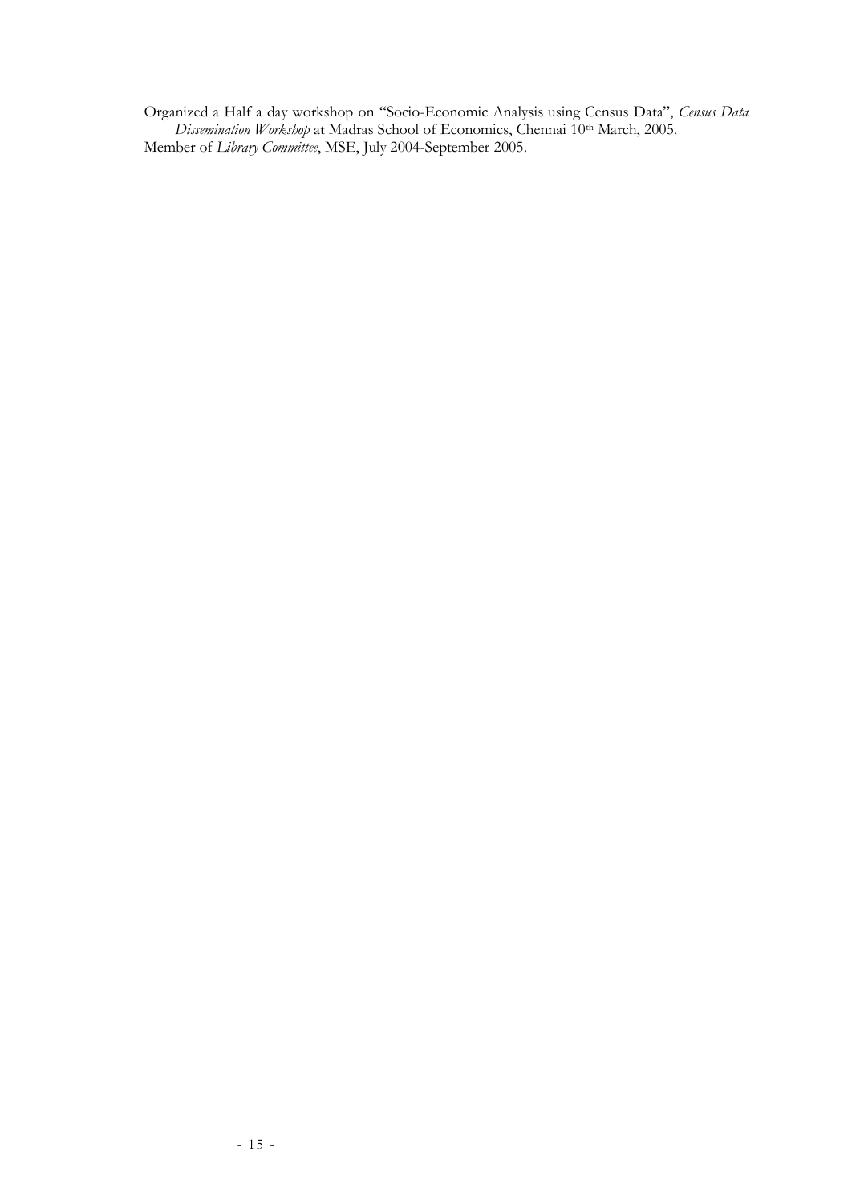Organized a Half a day workshop on "Socio-Economic Analysis using Census Data", *Census Data Dissemination Workshop* at Madras School of Economics, Chennai 10th March, 2005.

Member of *Library Committee*, MSE, July 2004-September 2005.